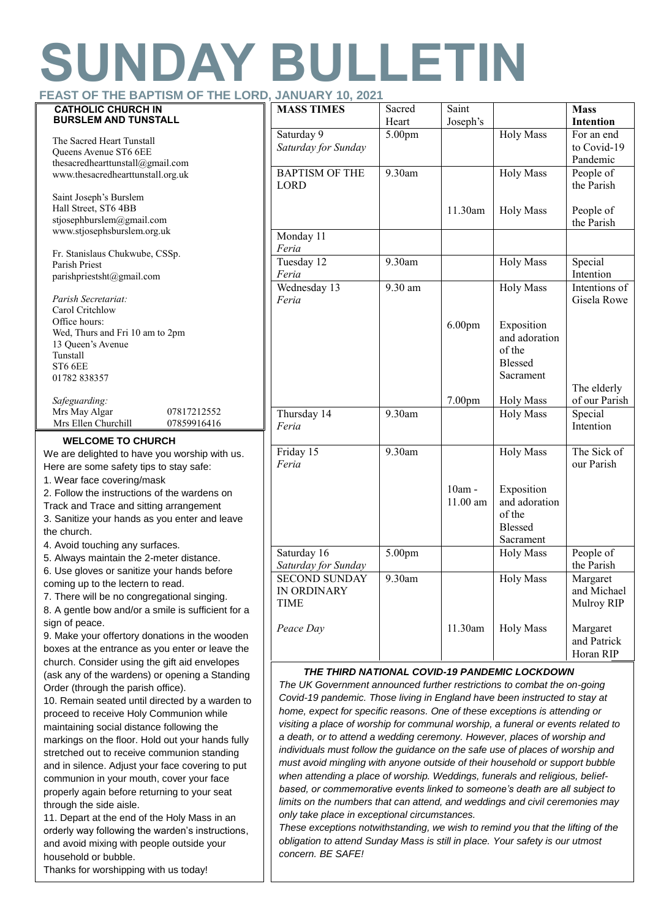# SUNDAY BULLETIN

**FEAST OF THE BAPTISM OF THE LORD, JANUARY 10, 2021**

**CATHOLIC CHURCH IN BURSLEM AND TUNSTALL**

The Sacred Heart Tunstall
Queens Avenue ST6 6EE
thesacredhearttunstall@gmail.com
www.thesacredhearttunstall.org.uk

Saint Joseph's Burslem
Hall Street, ST6 4BB
stjosephburslem@gmail.com
www.stjosephsburslem.org.uk

Fr. Stanislaus Chukwube, CSSp.
Parish Priest
parishpriestsht@gmail.com

*Parish Secretariat:*
Carol Critchlow
Office hours:
Wed, Thurs and Fri 10 am to 2pm
13 Queen's Avenue
Tunstall
ST6 6EE
01782 838357

*Safeguarding:*
Mrs May Algar 07817212552
Mrs Ellen Churchill 07859916416

**WELCOME TO CHURCH**

We are delighted to have you worship with us. Here are some safety tips to stay safe:

1. Wear face covering/mask
2. Follow the instructions of the wardens on Track and Trace and sitting arrangement
3. Sanitize your hands as you enter and leave the church.
4. Avoid touching any surfaces.
5. Always maintain the 2-meter distance.
6. Use gloves or sanitize your hands before coming up to the lectern to read.
7. There will be no congregational singing.
8. A gentle bow and/or a smile is sufficient for a sign of peace.
9. Make your offertory donations in the wooden boxes at the entrance as you enter or leave the church. Consider using the gift aid envelopes (ask any of the wardens) or opening a Standing Order (through the parish office).
10. Remain seated until directed by a warden to proceed to receive Holy Communion while maintaining social distance following the markings on the floor. Hold out your hands fully stretched out to receive communion standing and in silence. Adjust your face covering to put communion in your mouth, cover your face properly again before returning to your seat through the side aisle.
11. Depart at the end of the Holy Mass in an orderly way following the warden's instructions, and avoid mixing with people outside your household or bubble.

Thanks for worshipping with us today!

| **MASS TIMES** | Sacred Heart | Saint Joseph's | | **Mass Intention** |
|---|---|---|---|---|
| Saturday 9 *Saturday for Sunday* | 5.00pm | | Holy Mass | For an end to Covid-19 Pandemic |
| BAPTISM OF THE LORD | 9.30am | | Holy Mass | People of the Parish |
| | | 11.30am | Holy Mass | People of the Parish |
| Monday 11 *Feria* | | | | |
| Tuesday 12 *Feria* | 9.30am | | Holy Mass | Special Intention |
| Wednesday 13 *Feria* | 9.30 am | | Holy Mass | Intentions of Gisela Rowe |
| | | 6.00pm | Exposition and adoration of the Blessed Sacrament | |
| | | 7.00pm | Holy Mass | The elderly of our Parish |
| Thursday 14 *Feria* | 9.30am | | Holy Mass | Special Intention |
| Friday 15 *Feria* | 9.30am | | Holy Mass | The Sick of our Parish |
| | | 10am - 11.00 am | Exposition and adoration of the Blessed Sacrament | |
| Saturday 16 *Saturday for Sunday* | 5.00pm | | Holy Mass | People of the Parish |
| SECOND SUNDAY IN ORDINARY TIME | 9.30am | | Holy Mass | Margaret and Michael Mulroy RIP |
| *Peace Day* | | 11.30am | Holy Mass | Margaret and Patrick Horan RIP |

***THE THIRD NATIONAL COVID-19 PANDEMIC LOCKDOWN***

*The UK Government announced further restrictions to combat the on-going Covid-19 pandemic. Those living in England have been instructed to stay at home, expect for specific reasons. One of these exceptions is attending or visiting a place of worship for communal worship, a funeral or events related to a death, or to attend a wedding ceremony. However, places of worship and individuals must follow the guidance on the safe use of places of worship and must avoid mingling with anyone outside of their household or support bubble when attending a place of worship. Weddings, funerals and religious, belief-based, or commemorative events linked to someone's death are all subject to limits on the numbers that can attend, and weddings and civil ceremonies may only take place in exceptional circumstances.*

*These exceptions notwithstanding, we wish to remind you that the lifting of the obligation to attend Sunday Mass is still in place. Your safety is our utmost concern. BE SAFE!*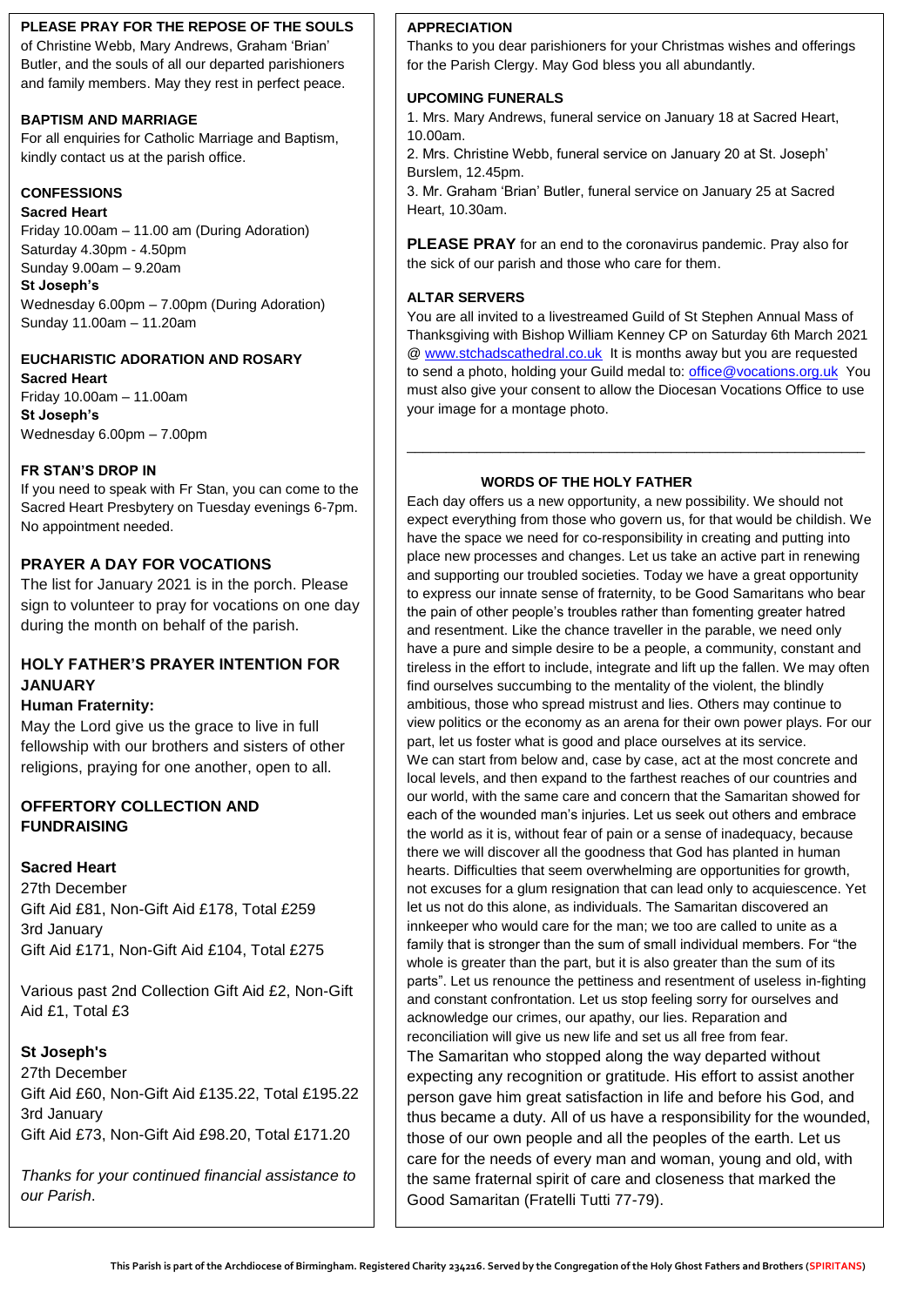## PLEASE PRAY FOR THE REPOSE OF THE SOULS

of Christine Webb, Mary Andrews, Graham 'Brian' Butler, and the souls of all our departed parishioners and family members. May they rest in perfect peace.

## BAPTISM AND MARRIAGE

For all enquiries for Catholic Marriage and Baptism, kindly contact us at the parish office.

## CONFESSIONS

**Sacred Heart**
Friday 10.00am – 11.00 am (During Adoration)
Saturday 4.30pm - 4.50pm
Sunday 9.00am – 9.20am
**St Joseph's**
Wednesday 6.00pm – 7.00pm (During Adoration)
Sunday 11.00am – 11.20am

## EUCHARISTIC ADORATION AND ROSARY

**Sacred Heart**
Friday 10.00am – 11.00am
**St Joseph's**
Wednesday 6.00pm – 7.00pm

## FR STAN'S DROP IN

If you need to speak with Fr Stan, you can come to the Sacred Heart Presbytery on Tuesday evenings 6-7pm. No appointment needed.

## PRAYER A DAY FOR VOCATIONS

The list for January 2021 is in the porch. Please sign to volunteer to pray for vocations on one day during the month on behalf of the parish.

## HOLY FATHER'S PRAYER INTENTION FOR JANUARY

**Human Fraternity:**

May the Lord give us the grace to live in full fellowship with our brothers and sisters of other religions, praying for one another, open to all.

## OFFERTORY COLLECTION AND FUNDRAISING

**Sacred Heart**

27th December
Gift Aid £81, Non-Gift Aid £178, Total £259
3rd January
Gift Aid £171, Non-Gift Aid £104, Total £275

Various past 2nd Collection Gift Aid £2, Non-Gift Aid £1, Total £3

**St Joseph's**

27th December
Gift Aid £60, Non-Gift Aid £135.22, Total £195.22
3rd January
Gift Aid £73, Non-Gift Aid £98.20, Total £171.20

*Thanks for your continued financial assistance to our Parish*.

## APPRECIATION

Thanks to you dear parishioners for your Christmas wishes and offerings for the Parish Clergy. May God bless you all abundantly.

## UPCOMING FUNERALS

1. Mrs. Mary Andrews, funeral service on January 18 at Sacred Heart, 10.00am.
2. Mrs. Christine Webb, funeral service on January 20 at St. Joseph' Burslem, 12.45pm.
3. Mr. Graham 'Brian' Butler, funeral service on January 25 at Sacred Heart, 10.30am.

**PLEASE PRAY** for an end to the coronavirus pandemic. Pray also for the sick of our parish and those who care for them.

## ALTAR SERVERS

You are all invited to a livestreamed Guild of St Stephen Annual Mass of Thanksgiving with Bishop William Kenney CP on Saturday 6th March 2021 @ www.stchadscathedral.co.uk It is months away but you are requested to send a photo, holding your Guild medal to: office@vocations.org.uk You must also give your consent to allow the Diocesan Vocations Office to use your image for a montage photo.

---

## WORDS OF THE HOLY FATHER

Each day offers us a new opportunity, a new possibility. We should not expect everything from those who govern us, for that would be childish. We have the space we need for co-responsibility in creating and putting into place new processes and changes. Let us take an active part in renewing and supporting our troubled societies. Today we have a great opportunity to express our innate sense of fraternity, to be Good Samaritans who bear the pain of other people's troubles rather than fomenting greater hatred and resentment. Like the chance traveller in the parable, we need only have a pure and simple desire to be a people, a community, constant and tireless in the effort to include, integrate and lift up the fallen. We may often find ourselves succumbing to the mentality of the violent, the blindly ambitious, those who spread mistrust and lies. Others may continue to view politics or the economy as an arena for their own power plays. For our part, let us foster what is good and place ourselves at its service.
We can start from below and, case by case, act at the most concrete and local levels, and then expand to the farthest reaches of our countries and our world, with the same care and concern that the Samaritan showed for each of the wounded man's injuries. Let us seek out others and embrace the world as it is, without fear of pain or a sense of inadequacy, because there we will discover all the goodness that God has planted in human hearts. Difficulties that seem overwhelming are opportunities for growth, not excuses for a glum resignation that can lead only to acquiescence. Yet let us not do this alone, as individuals. The Samaritan discovered an innkeeper who would care for the man; we too are called to unite as a family that is stronger than the sum of small individual members. For "the whole is greater than the part, but it is also greater than the sum of its parts". Let us renounce the pettiness and resentment of useless in-fighting and constant confrontation. Let us stop feeling sorry for ourselves and acknowledge our crimes, our apathy, our lies. Reparation and reconciliation will give us new life and set us all free from fear.
The Samaritan who stopped along the way departed without expecting any recognition or gratitude. His effort to assist another person gave him great satisfaction in life and before his God, and thus became a duty. All of us have a responsibility for the wounded, those of our own people and all the peoples of the earth. Let us care for the needs of every man and woman, young and old, with the same fraternal spirit of care and closeness that marked the Good Samaritan (Fratelli Tutti 77-79).

**This Parish is part of the Archdiocese of Birmingham. Registered Charity 234216. Served by the Congregation of the Holy Ghost Fathers and Brothers (SPIRITANS)**